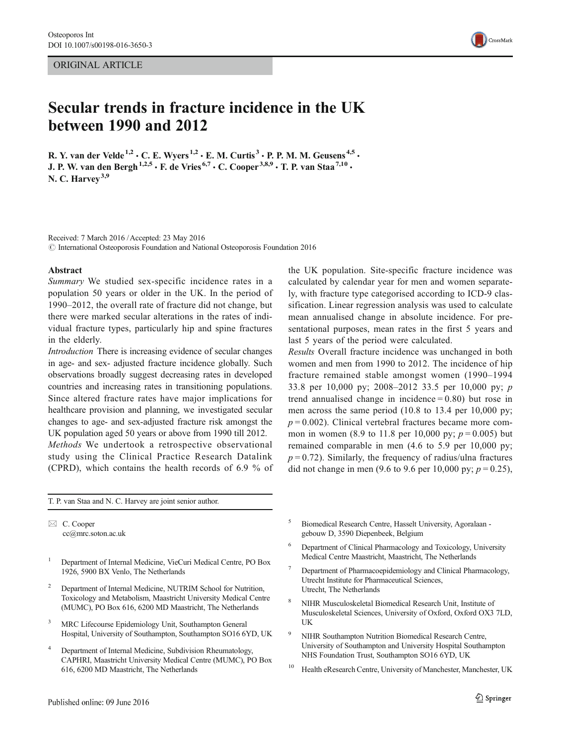ORIGINAL ARTICLE

# Secular trends in fracture incidence in the UK between 1990 and 2012

R. Y. van der Velde[1,2] · C. E. Wyers[1,2] · E. M. Curtis[3] · P. P. M. M. Geusens[4,5] · J. P. W. van den Bergh[1,2,5] · F. de Vries[6,7] · C. Cooper[3,8,9] · T. P. van Staa[7,10] · N. C. Harvey[3,9]

Received: 7 March 2016 / Accepted: 23 May 2016
© International Osteoporosis Foundation and National Osteoporosis Foundation 2016

**Abstract**

*Summary* We studied sex-specific incidence rates in a population 50 years or older in the UK. In the period of 1990–2012, the overall rate of fracture did not change, but there were marked secular alterations in the rates of individual fracture types, particularly hip and spine fractures in the elderly.

*Introduction* There is increasing evidence of secular changes in age- and sex- adjusted fracture incidence globally. Such observations broadly suggest decreasing rates in developed countries and increasing rates in transitioning populations. Since altered fracture rates have major implications for healthcare provision and planning, we investigated secular changes to age- and sex-adjusted fracture risk amongst the UK population aged 50 years or above from 1990 till 2012.

*Methods* We undertook a retrospective observational study using the Clinical Practice Research Datalink (CPRD), which contains the health records of 6.9 % of the UK population. Site-specific fracture incidence was calculated by calendar year for men and women separately, with fracture type categorised according to ICD-9 classification. Linear regression analysis was used to calculate mean annualised change in absolute incidence. For presentational purposes, mean rates in the first 5 years and last 5 years of the period were calculated.

*Results* Overall fracture incidence was unchanged in both women and men from 1990 to 2012. The incidence of hip fracture remained stable amongst women (1990–1994 33.8 per 10,000 py; 2008–2012 33.5 per 10,000 py; $p$ trend annualised change in incidence = 0.80) but rose in men across the same period (10.8 to 13.4 per 10,000 py; $p = 0.002$). Clinical vertebral fractures became more common in women (8.9 to 11.8 per 10,000 py; $p = 0.005$) but remained comparable in men (4.6 to 5.9 per 10,000 py; $p = 0.72$). Similarly, the frequency of radius/ulna fractures did not change in men (9.6 to 9.6 per 10,000 py; $p = 0.25$),

T. P. van Staa and N. C. Harvey are joint senior author.

✉ C. Cooper
cc@mrc.soton.ac.uk

1 Department of Internal Medicine, VieCuri Medical Centre, PO Box 1926, 5900 BX Venlo, The Netherlands

2 Department of Internal Medicine, NUTRIM School for Nutrition, Toxicology and Metabolism, Maastricht University Medical Centre (MUMC), PO Box 616, 6200 MD Maastricht, The Netherlands

3 MRC Lifecourse Epidemiology Unit, Southampton General Hospital, University of Southampton, Southampton SO16 6YD, UK

4 Department of Internal Medicine, Subdivision Rheumatology, CAPHRI, Maastricht University Medical Centre (MUMC), PO Box 616, 6200 MD Maastricht, The Netherlands

5 Biomedical Research Centre, Hasselt University, Agoralaan - gebouw D, 3590 Diepenbeek, Belgium

6 Department of Clinical Pharmacology and Toxicology, University Medical Centre Maastricht, Maastricht, The Netherlands

7 Department of Pharmacoepidemiology and Clinical Pharmacology, Utrecht Institute for Pharmaceutical Sciences, Utrecht, The Netherlands

8 NIHR Musculoskeletal Biomedical Research Unit, Institute of Musculoskeletal Sciences, University of Oxford, Oxford OX3 7LD, UK

9 NIHR Southampton Nutrition Biomedical Research Centre, University of Southampton and University Hospital Southampton NHS Foundation Trust, Southampton SO16 6YD, UK

10 Health eResearch Centre, University of Manchester, Manchester, UK

Published online: 09 June 2016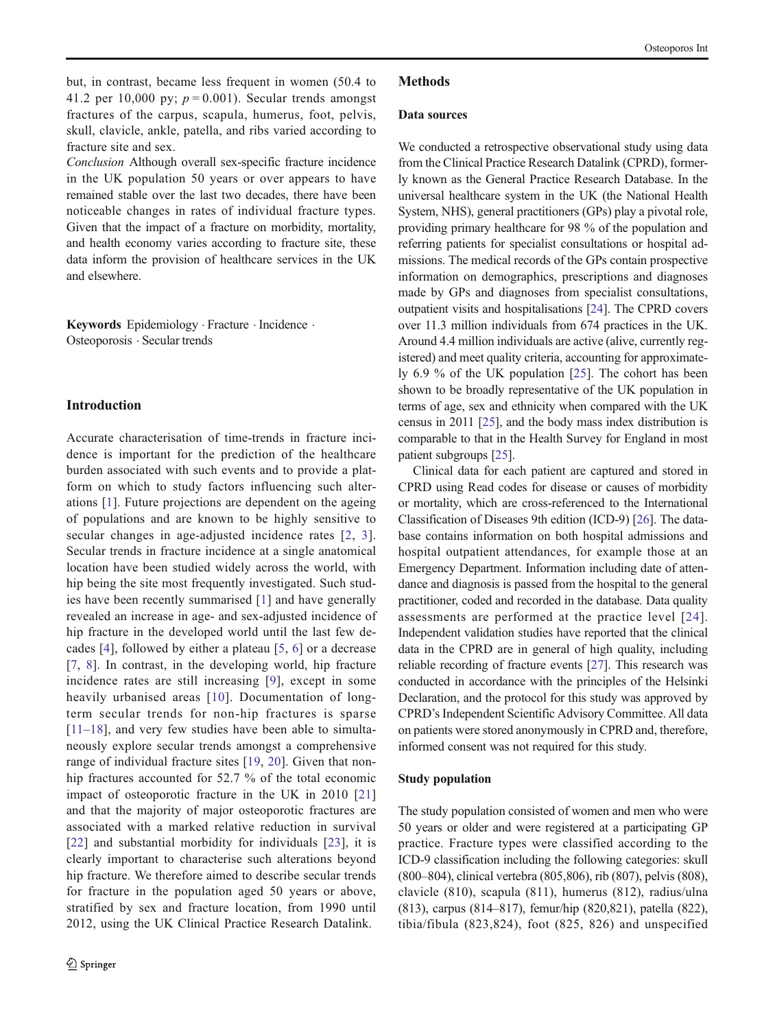but, in contrast, became less frequent in women (50.4 to 41.2 per 10,000 py; $p = 0.001$). Secular trends amongst fractures of the carpus, scapula, humerus, foot, pelvis, skull, clavicle, ankle, patella, and ribs varied according to fracture site and sex.

*Conclusion* Although overall sex-specific fracture incidence in the UK population 50 years or over appears to have remained stable over the last two decades, there have been noticeable changes in rates of individual fracture types. Given that the impact of a fracture on morbidity, mortality, and health economy varies according to fracture site, these data inform the provision of healthcare services in the UK and elsewhere.

**Keywords** Epidemiology · Fracture · Incidence · Osteoporosis · Secular trends

## Introduction

Accurate characterisation of time-trends in fracture incidence is important for the prediction of the healthcare burden associated with such events and to provide a platform on which to study factors influencing such alterations [1]. Future projections are dependent on the ageing of populations and are known to be highly sensitive to secular changes in age-adjusted incidence rates [2, 3]. Secular trends in fracture incidence at a single anatomical location have been studied widely across the world, with hip being the site most frequently investigated. Such studies have been recently summarised [1] and have generally revealed an increase in age- and sex-adjusted incidence of hip fracture in the developed world until the last few decades [4], followed by either a plateau [5, 6] or a decrease [7, 8]. In contrast, in the developing world, hip fracture incidence rates are still increasing [9], except in some heavily urbanised areas [10]. Documentation of long-term secular trends for non-hip fractures is sparse [11–18], and very few studies have been able to simultaneously explore secular trends amongst a comprehensive range of individual fracture sites [19, 20]. Given that non-hip fractures accounted for 52.7 % of the total economic impact of osteoporotic fracture in the UK in 2010 [21] and that the majority of major osteoporotic fractures are associated with a marked relative reduction in survival [22] and substantial morbidity for individuals [23], it is clearly important to characterise such alterations beyond hip fracture. We therefore aimed to describe secular trends for fracture in the population aged 50 years or above, stratified by sex and fracture location, from 1990 until 2012, using the UK Clinical Practice Research Datalink.

## Methods

### Data sources

We conducted a retrospective observational study using data from the Clinical Practice Research Datalink (CPRD), formerly known as the General Practice Research Database. In the universal healthcare system in the UK (the National Health System, NHS), general practitioners (GPs) play a pivotal role, providing primary healthcare for 98 % of the population and referring patients for specialist consultations or hospital admissions. The medical records of the GPs contain prospective information on demographics, prescriptions and diagnoses made by GPs and diagnoses from specialist consultations, outpatient visits and hospitalisations [24]. The CPRD covers over 11.3 million individuals from 674 practices in the UK. Around 4.4 million individuals are active (alive, currently registered) and meet quality criteria, accounting for approximately 6.9 % of the UK population [25]. The cohort has been shown to be broadly representative of the UK population in terms of age, sex and ethnicity when compared with the UK census in 2011 [25], and the body mass index distribution is comparable to that in the Health Survey for England in most patient subgroups [25].

Clinical data for each patient are captured and stored in CPRD using Read codes for disease or causes of morbidity or mortality, which are cross-referenced to the International Classification of Diseases 9th edition (ICD-9) [26]. The database contains information on both hospital admissions and hospital outpatient attendances, for example those at an Emergency Department. Information including date of attendance and diagnosis is passed from the hospital to the general practitioner, coded and recorded in the database. Data quality assessments are performed at the practice level [24]. Independent validation studies have reported that the clinical data in the CPRD are in general of high quality, including reliable recording of fracture events [27]. This research was conducted in accordance with the principles of the Helsinki Declaration, and the protocol for this study was approved by CPRD's Independent Scientific Advisory Committee. All data on patients were stored anonymously in CPRD and, therefore, informed consent was not required for this study.

### Study population

The study population consisted of women and men who were 50 years or older and were registered at a participating GP practice. Fracture types were classified according to the ICD-9 classification including the following categories: skull (800–804), clinical vertebra (805,806), rib (807), pelvis (808), clavicle (810), scapula (811), humerus (812), radius/ulna (813), carpus (814–817), femur/hip (820,821), patella (822), tibia/fibula (823,824), foot (825, 826) and unspecified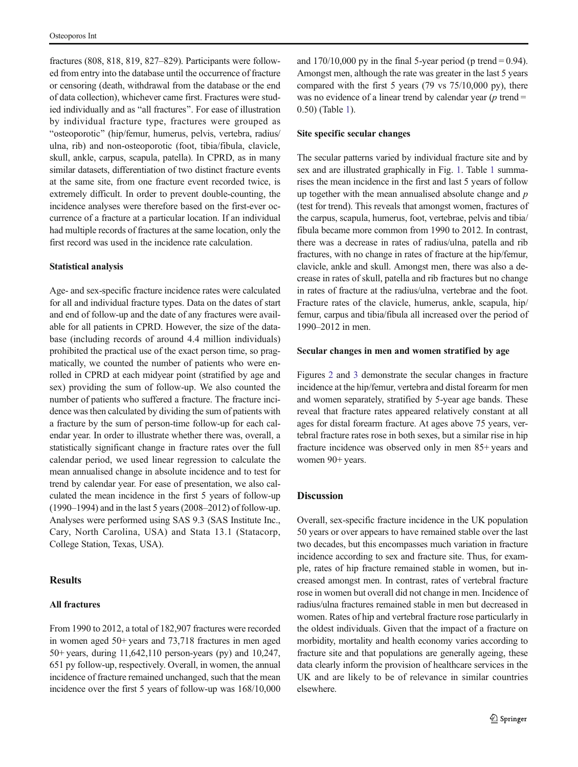fractures (808, 818, 819, 827–829). Participants were followed from entry into the database until the occurrence of fracture or censoring (death, withdrawal from the database or the end of data collection), whichever came first. Fractures were studied individually and as "all fractures". For ease of illustration by individual fracture type, fractures were grouped as "osteoporotic" (hip/femur, humerus, pelvis, vertebra, radius/ulna, rib) and non-osteoporotic (foot, tibia/fibula, clavicle, skull, ankle, carpus, scapula, patella). In CPRD, as in many similar datasets, differentiation of two distinct fracture events at the same site, from one fracture event recorded twice, is extremely difficult. In order to prevent double-counting, the incidence analyses were therefore based on the first-ever occurrence of a fracture at a particular location. If an individual had multiple records of fractures at the same location, only the first record was used in the incidence rate calculation.

### Statistical analysis

Age- and sex-specific fracture incidence rates were calculated for all and individual fracture types. Data on the dates of start and end of follow-up and the date of any fractures were available for all patients in CPRD. However, the size of the database (including records of around 4.4 million individuals) prohibited the practical use of the exact person time, so pragmatically, we counted the number of patients who were enrolled in CPRD at each midyear point (stratified by age and sex) providing the sum of follow-up. We also counted the number of patients who suffered a fracture. The fracture incidence was then calculated by dividing the sum of patients with a fracture by the sum of person-time follow-up for each calendar year. In order to illustrate whether there was, overall, a statistically significant change in fracture rates over the full calendar period, we used linear regression to calculate the mean annualised change in absolute incidence and to test for trend by calendar year. For ease of presentation, we also calculated the mean incidence in the first 5 years of follow-up (1990–1994) and in the last 5 years (2008–2012) of follow-up. Analyses were performed using SAS 9.3 (SAS Institute Inc., Cary, North Carolina, USA) and Stata 13.1 (Statacorp, College Station, Texas, USA).

## Results

### All fractures

From 1990 to 2012, a total of 182,907 fractures were recorded in women aged 50+ years and 73,718 fractures in men aged 50+ years, during 11,642,110 person-years (py) and 10,247,651 py follow-up, respectively. Overall, in women, the annual incidence of fracture remained unchanged, such that the mean incidence over the first 5 years of follow-up was 168/10,000 and 170/10,000 py in the final 5-year period (p trend = 0.94). Amongst men, although the rate was greater in the last 5 years compared with the first 5 years (79 vs 75/10,000 py), there was no evidence of a linear trend by calendar year (*p* trend = 0.50) (Table 1).

### Site specific secular changes

The secular patterns varied by individual fracture site and by sex and are illustrated graphically in Fig. 1. Table 1 summarises the mean incidence in the first and last 5 years of follow up together with the mean annualised absolute change and *p* (test for trend). This reveals that amongst women, fractures of the carpus, scapula, humerus, foot, vertebrae, pelvis and tibia/fibula became more common from 1990 to 2012. In contrast, there was a decrease in rates of radius/ulna, patella and rib fractures, with no change in rates of fracture at the hip/femur, clavicle, ankle and skull. Amongst men, there was also a decrease in rates of skull, patella and rib fractures but no change in rates of fracture at the radius/ulna, vertebrae and the foot. Fracture rates of the clavicle, humerus, ankle, scapula, hip/femur, carpus and tibia/fibula all increased over the period of 1990–2012 in men.

### Secular changes in men and women stratified by age

Figures 2 and 3 demonstrate the secular changes in fracture incidence at the hip/femur, vertebra and distal forearm for men and women separately, stratified by 5-year age bands. These reveal that fracture rates appeared relatively constant at all ages for distal forearm fracture. At ages above 75 years, vertebral fracture rates rose in both sexes, but a similar rise in hip fracture incidence was observed only in men 85+ years and women 90+ years.

## Discussion

Overall, sex-specific fracture incidence in the UK population 50 years or over appears to have remained stable over the last two decades, but this encompasses much variation in fracture incidence according to sex and fracture site. Thus, for example, rates of hip fracture remained stable in women, but increased amongst men. In contrast, rates of vertebral fracture rose in women but overall did not change in men. Incidence of radius/ulna fractures remained stable in men but decreased in women. Rates of hip and vertebral fracture rose particularly in the oldest individuals. Given that the impact of a fracture on morbidity, mortality and health economy varies according to fracture site and that populations are generally ageing, these data clearly inform the provision of healthcare services in the UK and are likely to be of relevance in similar countries elsewhere.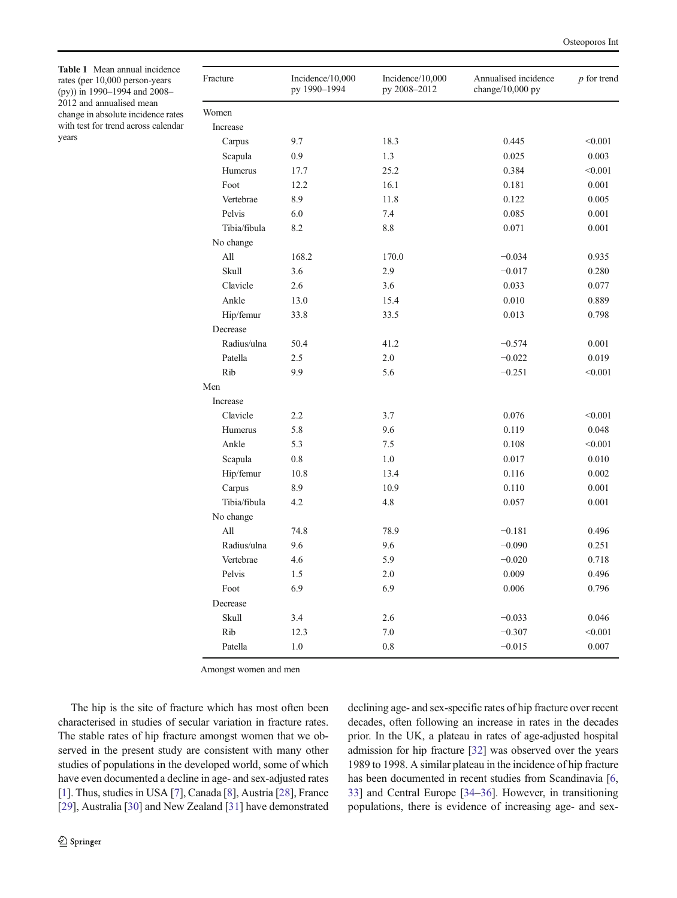**Table 1** Mean annual incidence rates (per 10,000 person-years (py)) in 1990–1994 and 2008–2012 and annualised mean change in absolute incidence rates with test for trend across calendar years

| Fracture | Incidence/10,000 py 1990–1994 | Incidence/10,000 py 2008–2012 | Annualised incidence change/10,000 py | *p* for trend |
|---|---|---|---|---|
| Women | | | | |
| Increase | | | | |
| Carpus | 9.7 | 18.3 | 0.445 | <0.001 |
| Scapula | 0.9 | 1.3 | 0.025 | 0.003 |
| Humerus | 17.7 | 25.2 | 0.384 | <0.001 |
| Foot | 12.2 | 16.1 | 0.181 | 0.001 |
| Vertebrae | 8.9 | 11.8 | 0.122 | 0.005 |
| Pelvis | 6.0 | 7.4 | 0.085 | 0.001 |
| Tibia/fibula | 8.2 | 8.8 | 0.071 | 0.001 |
| No change | | | | |
| All | 168.2 | 170.0 | −0.034 | 0.935 |
| Skull | 3.6 | 2.9 | −0.017 | 0.280 |
| Clavicle | 2.6 | 3.6 | 0.033 | 0.077 |
| Ankle | 13.0 | 15.4 | 0.010 | 0.889 |
| Hip/femur | 33.8 | 33.5 | 0.013 | 0.798 |
| Decrease | | | | |
| Radius/ulna | 50.4 | 41.2 | −0.574 | 0.001 |
| Patella | 2.5 | 2.0 | −0.022 | 0.019 |
| Rib | 9.9 | 5.6 | −0.251 | <0.001 |
| Men | | | | |
| Increase | | | | |
| Clavicle | 2.2 | 3.7 | 0.076 | <0.001 |
| Humerus | 5.8 | 9.6 | 0.119 | 0.048 |
| Ankle | 5.3 | 7.5 | 0.108 | <0.001 |
| Scapula | 0.8 | 1.0 | 0.017 | 0.010 |
| Hip/femur | 10.8 | 13.4 | 0.116 | 0.002 |
| Carpus | 8.9 | 10.9 | 0.110 | 0.001 |
| Tibia/fibula | 4.2 | 4.8 | 0.057 | 0.001 |
| No change | | | | |
| All | 74.8 | 78.9 | −0.181 | 0.496 |
| Radius/ulna | 9.6 | 9.6 | −0.090 | 0.251 |
| Vertebrae | 4.6 | 5.9 | −0.020 | 0.718 |
| Pelvis | 1.5 | 2.0 | 0.009 | 0.496 |
| Foot | 6.9 | 6.9 | 0.006 | 0.796 |
| Decrease | | | | |
| Skull | 3.4 | 2.6 | −0.033 | 0.046 |
| Rib | 12.3 | 7.0 | −0.307 | <0.001 |
| Patella | 1.0 | 0.8 | −0.015 | 0.007 |

Amongst women and men

The hip is the site of fracture which has most often been characterised in studies of secular variation in fracture rates. The stable rates of hip fracture amongst women that we observed in the present study are consistent with many other studies of populations in the developed world, some of which have even documented a decline in age- and sex-adjusted rates [1]. Thus, studies in USA [7], Canada [8], Austria [28], France [29], Australia [30] and New Zealand [31] have demonstrated declining age- and sex-specific rates of hip fracture over recent decades, often following an increase in rates in the decades prior. In the UK, a plateau in rates of age-adjusted hospital admission for hip fracture [32] was observed over the years 1989 to 1998. A similar plateau in the incidence of hip fracture has been documented in recent studies from Scandinavia [6, 33] and Central Europe [34–36]. However, in transitioning populations, there is evidence of increasing age- and sex-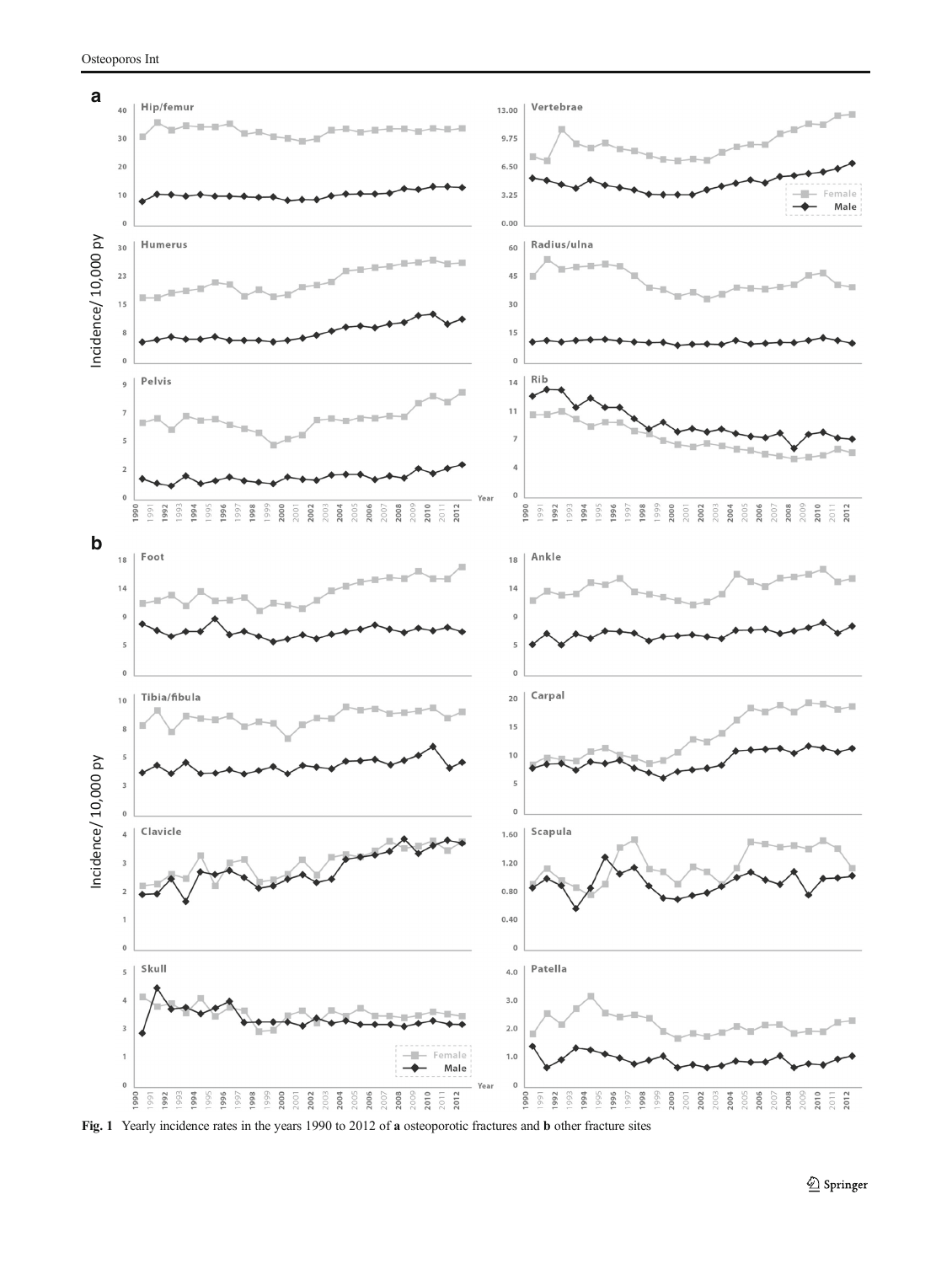Fig. 1 Yearly incidence rates in the years 1990 to 2012 of **a** osteoporotic fractures and **b** other fracture sites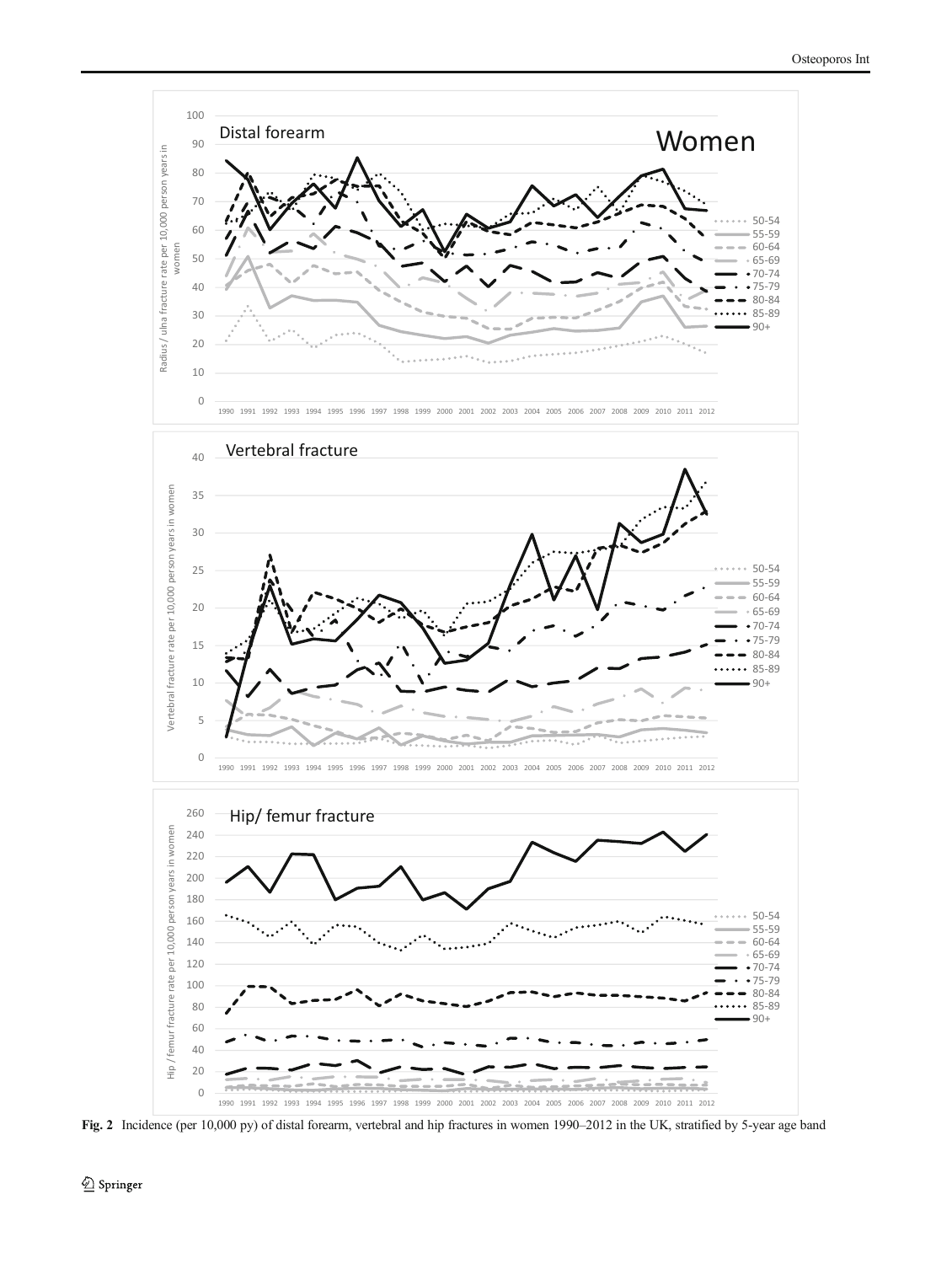Fig. 2 Incidence (per 10,000 py) of distal forearm, vertebral and hip fractures in women 1990–2012 in the UK, stratified by 5-year age band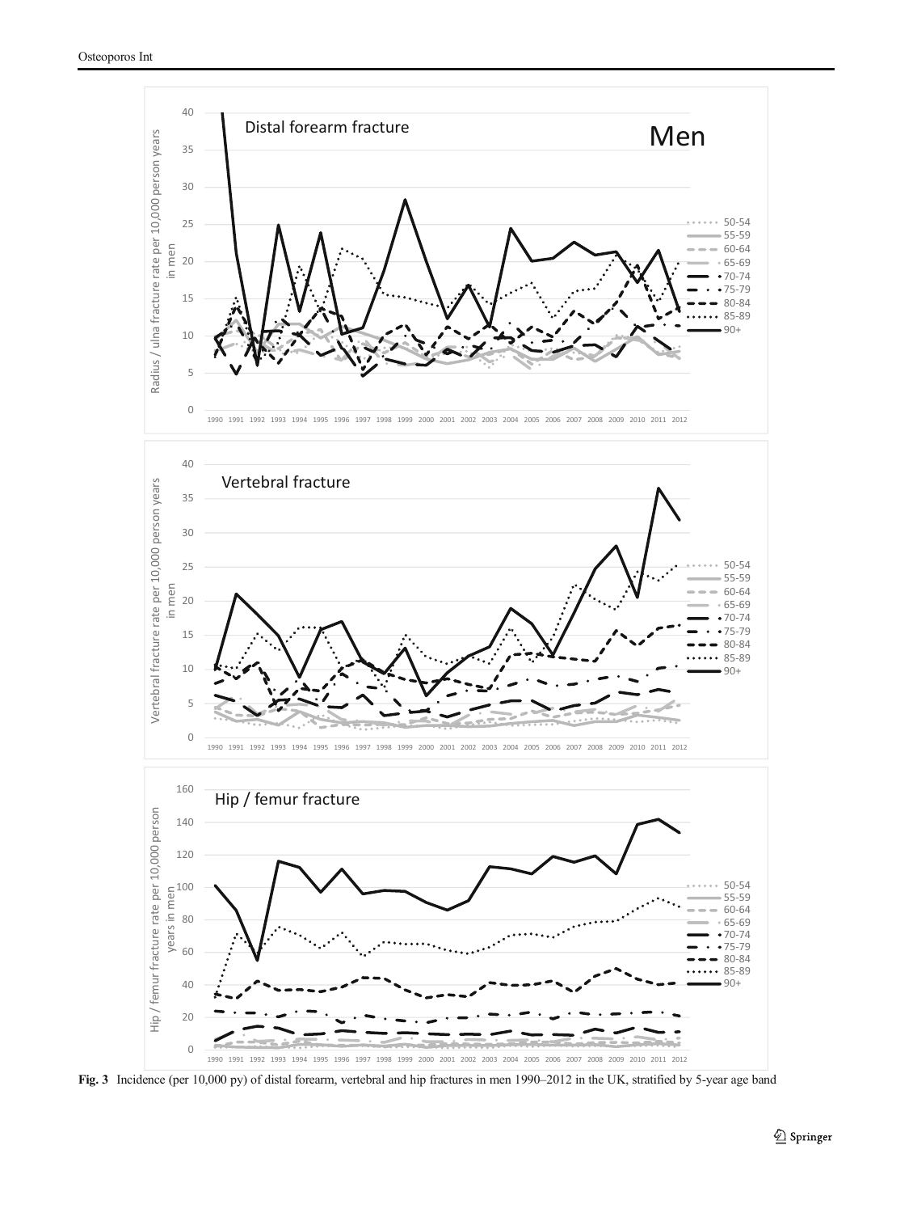Fig. 3 Incidence (per 10,000 py) of distal forearm, vertebral and hip fractures in men 1990–2012 in the UK, stratified by 5-year age band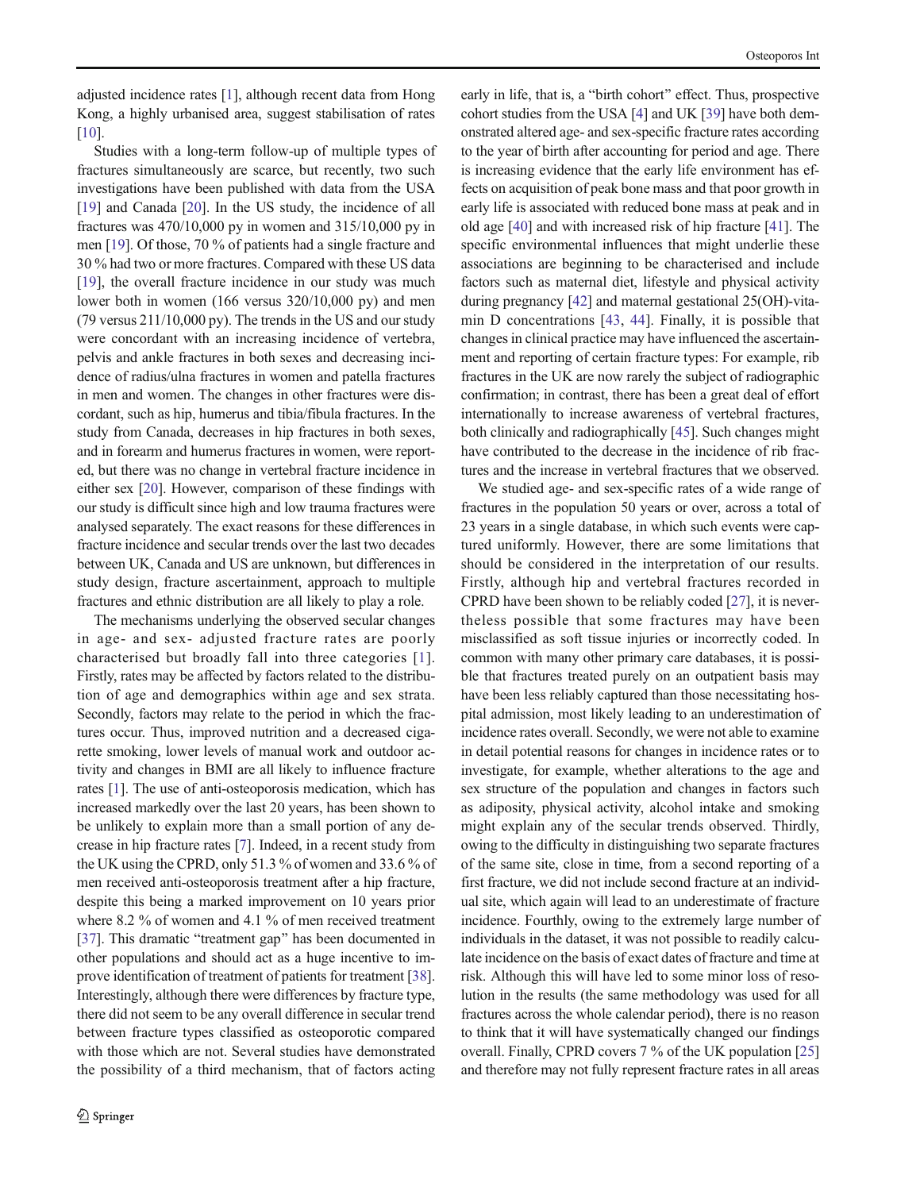adjusted incidence rates [1], although recent data from Hong Kong, a highly urbanised area, suggest stabilisation of rates [10].

Studies with a long-term follow-up of multiple types of fractures simultaneously are scarce, but recently, two such investigations have been published with data from the USA [19] and Canada [20]. In the US study, the incidence of all fractures was 470/10,000 py in women and 315/10,000 py in men [19]. Of those, 70 % of patients had a single fracture and 30 % had two or more fractures. Compared with these US data [19], the overall fracture incidence in our study was much lower both in women (166 versus 320/10,000 py) and men (79 versus 211/10,000 py). The trends in the US and our study were concordant with an increasing incidence of vertebra, pelvis and ankle fractures in both sexes and decreasing incidence of radius/ulna fractures in women and patella fractures in men and women. The changes in other fractures were discordant, such as hip, humerus and tibia/fibula fractures. In the study from Canada, decreases in hip fractures in both sexes, and in forearm and humerus fractures in women, were reported, but there was no change in vertebral fracture incidence in either sex [20]. However, comparison of these findings with our study is difficult since high and low trauma fractures were analysed separately. The exact reasons for these differences in fracture incidence and secular trends over the last two decades between UK, Canada and US are unknown, but differences in study design, fracture ascertainment, approach to multiple fractures and ethnic distribution are all likely to play a role.

The mechanisms underlying the observed secular changes in age- and sex- adjusted fracture rates are poorly characterised but broadly fall into three categories [1]. Firstly, rates may be affected by factors related to the distribution of age and demographics within age and sex strata. Secondly, factors may relate to the period in which the fractures occur. Thus, improved nutrition and a decreased cigarette smoking, lower levels of manual work and outdoor activity and changes in BMI are all likely to influence fracture rates [1]. The use of anti-osteoporosis medication, which has increased markedly over the last 20 years, has been shown to be unlikely to explain more than a small portion of any decrease in hip fracture rates [7]. Indeed, in a recent study from the UK using the CPRD, only 51.3 % of women and 33.6 % of men received anti-osteoporosis treatment after a hip fracture, despite this being a marked improvement on 10 years prior where 8.2 % of women and 4.1 % of men received treatment [37]. This dramatic "treatment gap" has been documented in other populations and should act as a huge incentive to improve identification of treatment of patients for treatment [38]. Interestingly, although there were differences by fracture type, there did not seem to be any overall difference in secular trend between fracture types classified as osteoporotic compared with those which are not. Several studies have demonstrated the possibility of a third mechanism, that of factors acting early in life, that is, a "birth cohort" effect. Thus, prospective cohort studies from the USA [4] and UK [39] have both demonstrated altered age- and sex-specific fracture rates according to the year of birth after accounting for period and age. There is increasing evidence that the early life environment has effects on acquisition of peak bone mass and that poor growth in early life is associated with reduced bone mass at peak and in old age [40] and with increased risk of hip fracture [41]. The specific environmental influences that might underlie these associations are beginning to be characterised and include factors such as maternal diet, lifestyle and physical activity during pregnancy [42] and maternal gestational 25(OH)-vitamin D concentrations [43, 44]. Finally, it is possible that changes in clinical practice may have influenced the ascertainment and reporting of certain fracture types: For example, rib fractures in the UK are now rarely the subject of radiographic confirmation; in contrast, there has been a great deal of effort internationally to increase awareness of vertebral fractures, both clinically and radiographically [45]. Such changes might have contributed to the decrease in the incidence of rib fractures and the increase in vertebral fractures that we observed.

We studied age- and sex-specific rates of a wide range of fractures in the population 50 years or over, across a total of 23 years in a single database, in which such events were captured uniformly. However, there are some limitations that should be considered in the interpretation of our results. Firstly, although hip and vertebral fractures recorded in CPRD have been shown to be reliably coded [27], it is nevertheless possible that some fractures may have been misclassified as soft tissue injuries or incorrectly coded. In common with many other primary care databases, it is possible that fractures treated purely on an outpatient basis may have been less reliably captured than those necessitating hospital admission, most likely leading to an underestimation of incidence rates overall. Secondly, we were not able to examine in detail potential reasons for changes in incidence rates or to investigate, for example, whether alterations to the age and sex structure of the population and changes in factors such as adiposity, physical activity, alcohol intake and smoking might explain any of the secular trends observed. Thirdly, owing to the difficulty in distinguishing two separate fractures of the same site, close in time, from a second reporting of a first fracture, we did not include second fracture at an individual site, which again will lead to an underestimate of fracture incidence. Fourthly, owing to the extremely large number of individuals in the dataset, it was not possible to readily calculate incidence on the basis of exact dates of fracture and time at risk. Although this will have led to some minor loss of resolution in the results (the same methodology was used for all fractures across the whole calendar period), there is no reason to think that it will have systematically changed our findings overall. Finally, CPRD covers 7 % of the UK population [25] and therefore may not fully represent fracture rates in all areas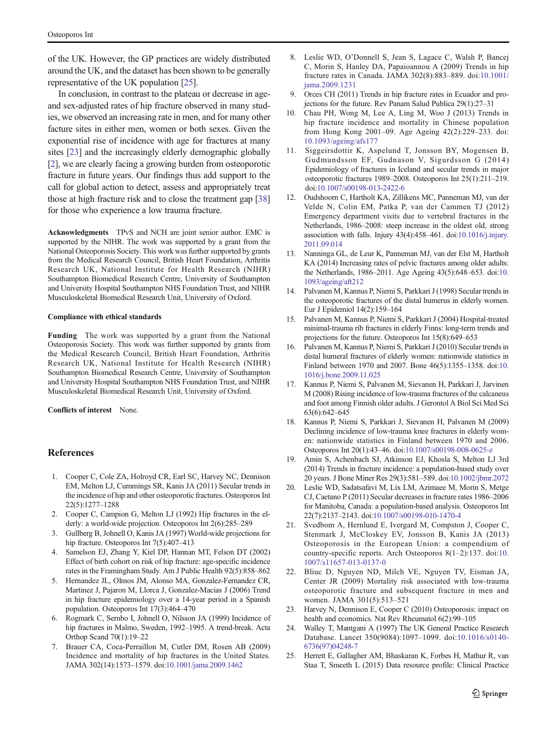of the UK. However, the GP practices are widely distributed around the UK, and the dataset has been shown to be generally representative of the UK population [25].

In conclusion, in contrast to the plateau or decrease in age- and sex-adjusted rates of hip fracture observed in many studies, we observed an increasing rate in men, and for many other facture sites in either men, women or both sexes. Given the exponential rise of incidence with age for fractures at many sites [23] and the increasingly elderly demographic globally [2], we are clearly facing a growing burden from osteoporotic fracture in future years. Our findings thus add support to the call for global action to detect, assess and appropriately treat those at high fracture risk and to close the treatment gap [38] for those who experience a low trauma fracture.

**Acknowledgments** TPvS and NCH are joint senior author. EMC is supported by the NIHR. The work was supported by a grant from the National Osteoporosis Society. This work was further supported by grants from the Medical Research Council, British Heart Foundation, Arthritis Research UK, National Institute for Health Research (NIHR) Southampton Biomedical Research Centre, University of Southampton and University Hospital Southampton NHS Foundation Trust, and NIHR Musculoskeletal Biomedical Research Unit, University of Oxford.

**Compliance with ethical standards**

**Funding** The work was supported by a grant from the National Osteoporosis Society. This work was further supported by grants from the Medical Research Council, British Heart Foundation, Arthritis Research UK, National Institute for Health Research (NIHR) Southampton Biomedical Research Centre, University of Southampton and University Hospital Southampton NHS Foundation Trust, and NIHR Musculoskeletal Biomedical Research Unit, University of Oxford.

**Conflicts of interest** None.

## References

1. Cooper C, Cole ZA, Holroyd CR, Earl SC, Harvey NC, Dennison EM, Melton LJ, Cummings SR, Kanis JA (2011) Secular trends in the incidence of hip and other osteoporotic fractures. Osteoporos Int 22(5):1277–1288
2. Cooper C, Campion G, Melton LJ (1992) Hip fractures in the elderly: a world-wide projection. Osteoporos Int 2(6):285–289
3. Gullberg B, Johnell O, Kanis JA (1997) World-wide projections for hip fracture. Osteoporos Int 7(5):407–413
4. Samelson EJ, Zhang Y, Kiel DP, Hannan MT, Felson DT (2002) Effect of birth cohort on risk of hip fracture: age-specific incidence rates in the Framingham Study. Am J Public Health 92(5):858–862
5. Hernandez JL, Olmos JM, Alonso MA, Gonzalez-Fernandez CR, Martinez J, Pajaron M, Llorca J, Gonzalez-Macias J (2006) Trend in hip fracture epidemiology over a 14-year period in a Spanish population. Osteoporos Int 17(3):464–470
6. Rogmark C, Sernbo I, Johnell O, Nilsson JA (1999) Incidence of hip fractures in Malmo, Sweden, 1992–1995. A trend-break. Acta Orthop Scand 70(1):19–22
7. Brauer CA, Coca-Perraillon M, Cutler DM, Rosen AB (2009) Incidence and mortality of hip fractures in the United States. JAMA 302(14):1573–1579. doi:10.1001/jama.2009.1462
8. Leslie WD, O'Donnell S, Jean S, Lagace C, Walsh P, Bancej C, Morin S, Hanley DA, Papaioannou A (2009) Trends in hip fracture rates in Canada. JAMA 302(8):883–889. doi:10.1001/jama.2009.1231
9. Orces CH (2011) Trends in hip fracture rates in Ecuador and projections for the future. Rev Panam Salud Publica 29(1):27–31
10. Chau PH, Wong M, Lee A, Ling M, Woo J (2013) Trends in hip fracture incidence and mortality in Chinese population from Hong Kong 2001–09. Age Ageing 42(2):229–233. doi:10.1093/ageing/afs177
11. Siggeirsdottir K, Aspelund T, Jonsson BY, Mogensen B, Gudmundsson EF, Gudnason V, Sigurdsson G (2014) Epidemiology of fractures in Iceland and secular trends in major osteoporotic fractures 1989–2008. Osteoporos Int 25(1):211–219. doi:10.1007/s00198-013-2422-6
12. Oudshoorn C, Hartholt KA, Zillikens MC, Panneman MJ, van der Velde N, Colin EM, Patka P, van der Cammen TJ (2012) Emergency department visits due to vertebral fractures in the Netherlands, 1986–2008: steep increase in the oldest old, strong association with falls. Injury 43(4):458–461. doi:10.1016/j.injury.2011.09.014
13. Nanninga GL, de Leur K, Panneman MJ, van der Elst M, Hartholt KA (2014) Increasing rates of pelvic fractures among older adults: the Netherlands, 1986–2011. Age Ageing 43(5):648–653. doi:10.1093/ageing/aft212
14. Palvanen M, Kannus P, Niemi S, Parkkari J (1998) Secular trends in the osteoporotic fractures of the distal humerus in elderly women. Eur J Epidemiol 14(2):159–164
15. Palvanen M, Kannus P, Niemi S, Parkkari J (2004) Hospital-treated minimal-trauma rib fractures in elderly Finns: long-term trends and projections for the future. Osteoporos Int 15(8):649–653
16. Palvanen M, Kannus P, Niemi S, Parkkari J (2010) Secular trends in distal humeral fractures of elderly women: nationwide statistics in Finland between 1970 and 2007. Bone 46(5):1355–1358. doi:10.1016/j.bone.2009.11.025
17. Kannus P, Niemi S, Palvanen M, Sievanen H, Parkkari J, Jarvinen M (2008) Rising incidence of low-trauma fractures of the calcaneus and foot among Finnish older adults. J Gerontol A Biol Sci Med Sci 63(6):642–645
18. Kannus P, Niemi S, Parkkari J, Sievanen H, Palvanen M (2009) Declining incidence of low-trauma knee fractures in elderly women: nationwide statistics in Finland between 1970 and 2006. Osteoporos Int 20(1):43–46. doi:10.1007/s00198-008-0625-z
19. Amin S, Achenbach SJ, Atkinson EJ, Khosla S, Melton LJ 3rd (2014) Trends in fracture incidence: a population-based study over 20 years. J Bone Miner Res 29(3):581–589. doi:10.1002/jbmr.2072
20. Leslie WD, Sadatsafavi M, Lix LM, Azimaee M, Morin S, Metge CJ, Caetano P (2011) Secular decreases in fracture rates 1986–2006 for Manitoba, Canada: a population-based analysis. Osteoporos Int 22(7):2137–2143. doi:10.1007/s00198-010-1470-4
21. Svedbom A, Hernlund E, Ivergard M, Compston J, Cooper C, Stenmark J, McCloskey EV, Jonsson B, Kanis JA (2013) Osteoporosis in the European Union: a compendium of country-specific reports. Arch Osteoporos 8(1–2):137. doi:10.1007/s11657-013-0137-0
22. Bliuc D, Nguyen ND, Milch VE, Nguyen TV, Eisman JA, Center JR (2009) Mortality risk associated with low-trauma osteoporotic fracture and subsequent fracture in men and women. JAMA 301(5):513–521
23. Harvey N, Dennison E, Cooper C (2010) Osteoporosis: impact on health and economics. Nat Rev Rheumatol 6(2):99–105
24. Walley T, Mantgani A (1997) The UK General Practice Research Database. Lancet 350(9084):1097–1099. doi:10.1016/s0140-6736(97)04248-7
25. Herrett E, Gallagher AM, Bhaskaran K, Forbes H, Mathur R, van Staa T, Smeeth L (2015) Data resource profile: Clinical Practice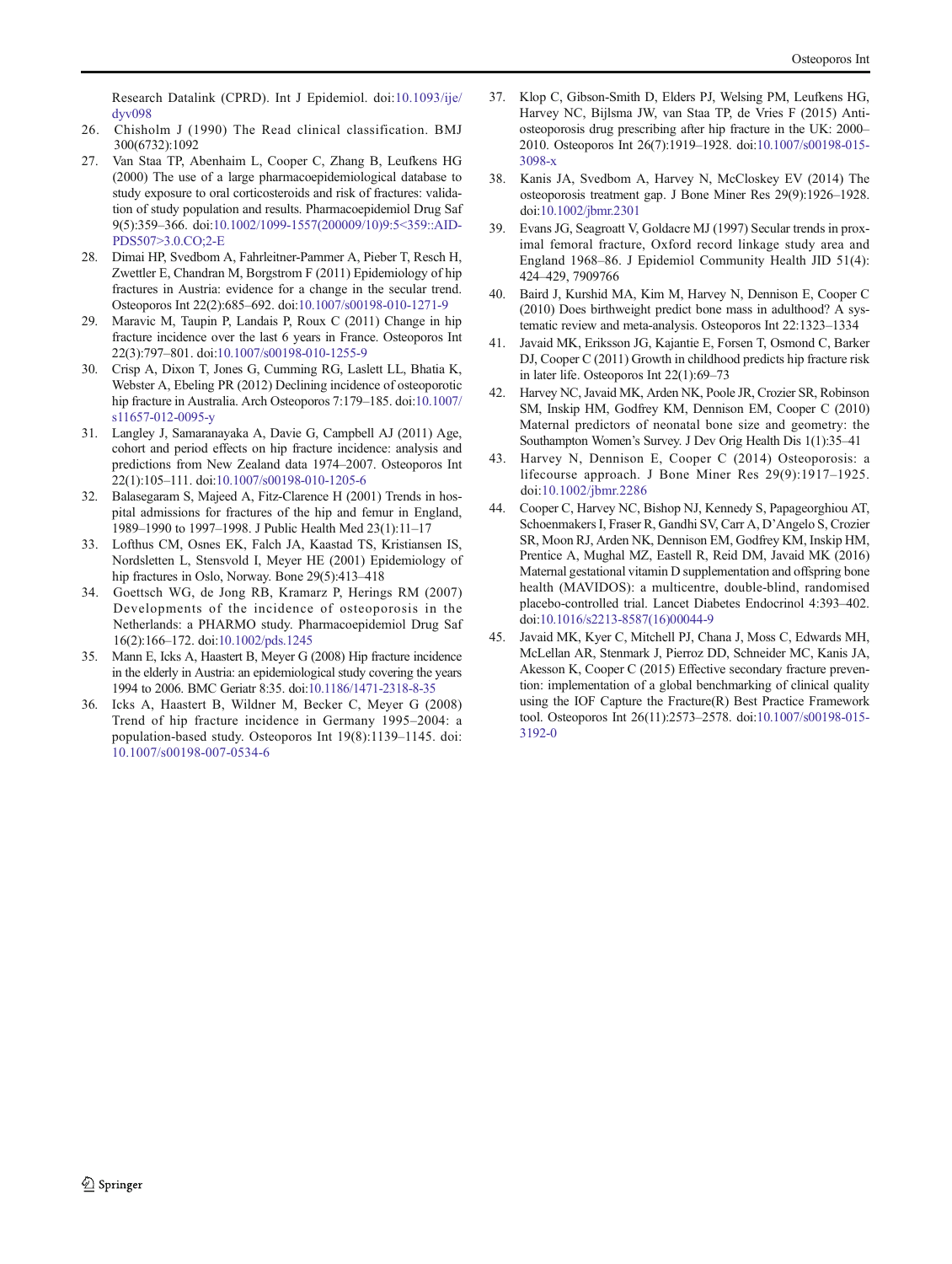Research Datalink (CPRD). Int J Epidemiol. doi:10.1093/ije/dyv098

26. Chisholm J (1990) The Read clinical classification. BMJ 300(6732):1092
27. Van Staa TP, Abenhaim L, Cooper C, Zhang B, Leufkens HG (2000) The use of a large pharmacoepidemiological database to study exposure to oral corticosteroids and risk of fractures: validation of study population and results. Pharmacoepidemiol Drug Saf 9(5):359–366. doi:10.1002/1099-1557(200009/10)9:5<359::AID-PDS507>3.0.CO;2-E
28. Dimai HP, Svedbom A, Fahrleitner-Pammer A, Pieber T, Resch H, Zwettler E, Chandran M, Borgstrom F (2011) Epidemiology of hip fractures in Austria: evidence for a change in the secular trend. Osteoporos Int 22(2):685–692. doi:10.1007/s00198-010-1271-9
29. Maravic M, Taupin P, Landais P, Roux C (2011) Change in hip fracture incidence over the last 6 years in France. Osteoporos Int 22(3):797–801. doi:10.1007/s00198-010-1255-9
30. Crisp A, Dixon T, Jones G, Cumming RG, Laslett LL, Bhatia K, Webster A, Ebeling PR (2012) Declining incidence of osteoporotic hip fracture in Australia. Arch Osteoporos 7:179–185. doi:10.1007/s11657-012-0095-y
31. Langley J, Samaranayaka A, Davie G, Campbell AJ (2011) Age, cohort and period effects on hip fracture incidence: analysis and predictions from New Zealand data 1974–2007. Osteoporos Int 22(1):105–111. doi:10.1007/s00198-010-1205-6
32. Balasegaram S, Majeed A, Fitz-Clarence H (2001) Trends in hospital admissions for fractures of the hip and femur in England, 1989–1990 to 1997–1998. J Public Health Med 23(1):11–17
33. Lofthus CM, Osnes EK, Falch JA, Kaastad TS, Kristiansen IS, Nordsletten L, Stensvold I, Meyer HE (2001) Epidemiology of hip fractures in Oslo, Norway. Bone 29(5):413–418
34. Goettsch WG, de Jong RB, Kramarz P, Herings RM (2007) Developments of the incidence of osteoporosis in the Netherlands: a PHARMO study. Pharmacoepidemiol Drug Saf 16(2):166–172. doi:10.1002/pds.1245
35. Mann E, Icks A, Haastert B, Meyer G (2008) Hip fracture incidence in the elderly in Austria: an epidemiological study covering the years 1994 to 2006. BMC Geriatr 8:35. doi:10.1186/1471-2318-8-35
36. Icks A, Haastert B, Wildner M, Becker C, Meyer G (2008) Trend of hip fracture incidence in Germany 1995–2004: a population-based study. Osteoporos Int 19(8):1139–1145. doi:10.1007/s00198-007-0534-6
37. Klop C, Gibson-Smith D, Elders PJ, Welsing PM, Leufkens HG, Harvey NC, Bijlsma JW, van Staa TP, de Vries F (2015) Anti-osteoporosis drug prescribing after hip fracture in the UK: 2000–2010. Osteoporos Int 26(7):1919–1928. doi:10.1007/s00198-015-3098-x
38. Kanis JA, Svedbom A, Harvey N, McCloskey EV (2014) The osteoporosis treatment gap. J Bone Miner Res 29(9):1926–1928. doi:10.1002/jbmr.2301
39. Evans JG, Seagroatt V, Goldacre MJ (1997) Secular trends in proximal femoral fracture, Oxford record linkage study area and England 1968–86. J Epidemiol Community Health JID 51(4): 424–429, 7909766
40. Baird J, Kurshid MA, Kim M, Harvey N, Dennison E, Cooper C (2010) Does birthweight predict bone mass in adulthood? A systematic review and meta-analysis. Osteoporos Int 22:1323–1334
41. Javaid MK, Eriksson JG, Kajantie E, Forsen T, Osmond C, Barker DJ, Cooper C (2011) Growth in childhood predicts hip fracture risk in later life. Osteoporos Int 22(1):69–73
42. Harvey NC, Javaid MK, Arden NK, Poole JR, Crozier SR, Robinson SM, Inskip HM, Godfrey KM, Dennison EM, Cooper C (2010) Maternal predictors of neonatal bone size and geometry: the Southampton Women's Survey. J Dev Orig Health Dis 1(1):35–41
43. Harvey N, Dennison E, Cooper C (2014) Osteoporosis: a lifecourse approach. J Bone Miner Res 29(9):1917–1925. doi:10.1002/jbmr.2286
44. Cooper C, Harvey NC, Bishop NJ, Kennedy S, Papageorghiou AT, Schoenmakers I, Fraser R, Gandhi SV, Carr A, D'Angelo S, Crozier SR, Moon RJ, Arden NK, Dennison EM, Godfrey KM, Inskip HM, Prentice A, Mughal MZ, Eastell R, Reid DM, Javaid MK (2016) Maternal gestational vitamin D supplementation and offspring bone health (MAVIDOS): a multicentre, double-blind, randomised placebo-controlled trial. Lancet Diabetes Endocrinol 4:393–402. doi:10.1016/s2213-8587(16)00044-9
45. Javaid MK, Kyer C, Mitchell PJ, Chana J, Moss C, Edwards MH, McLellan AR, Stenmark J, Pierroz DD, Schneider MC, Kanis JA, Akesson K, Cooper C (2015) Effective secondary fracture prevention: implementation of a global benchmarking of clinical quality using the IOF Capture the Fracture(R) Best Practice Framework tool. Osteoporos Int 26(11):2573–2578. doi:10.1007/s00198-015-3192-0